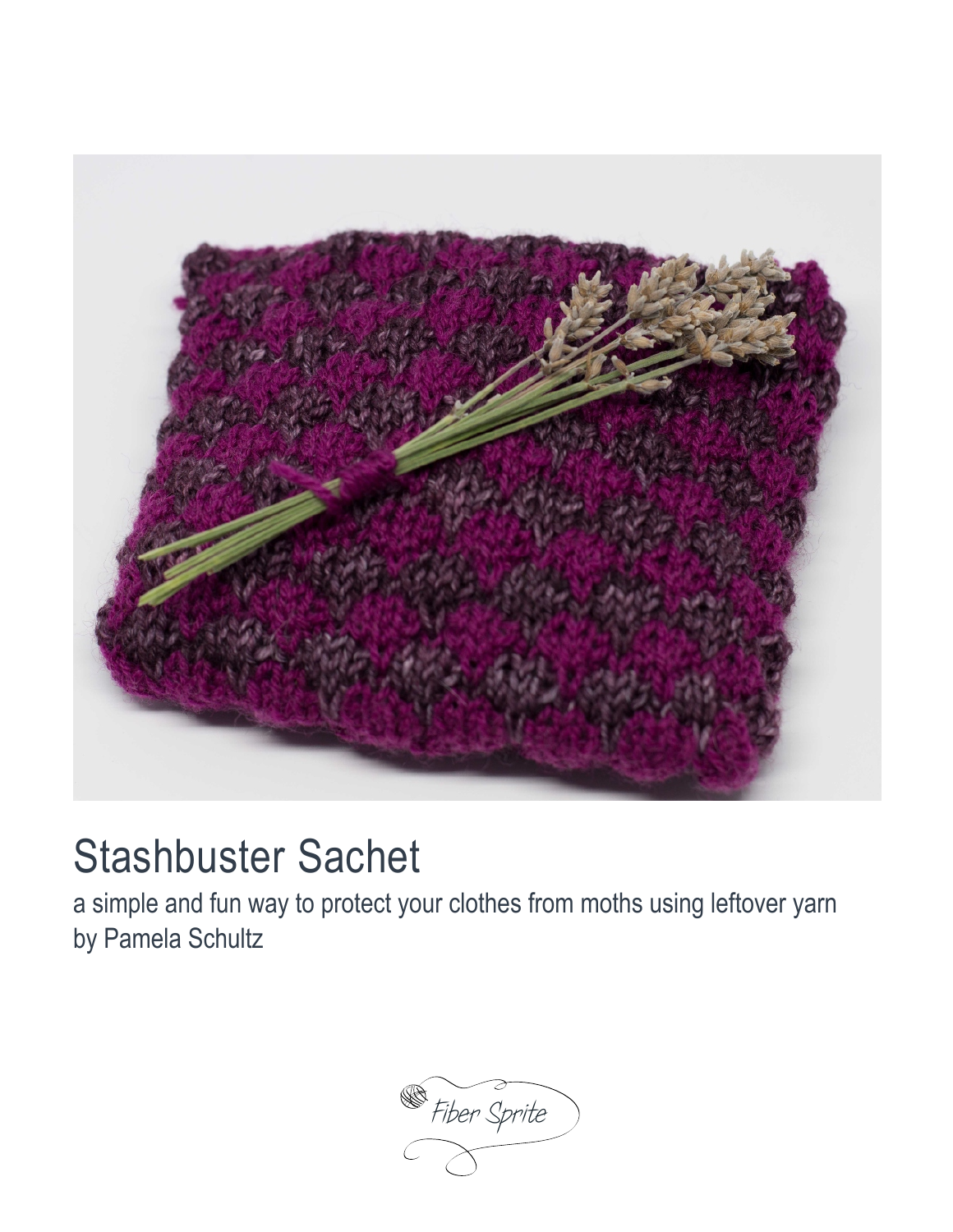# Stashbuster Sachet

a simple and fun way to protect your clothes from moths using leftover yarn
by Pamela Schultz

Fiber Sprite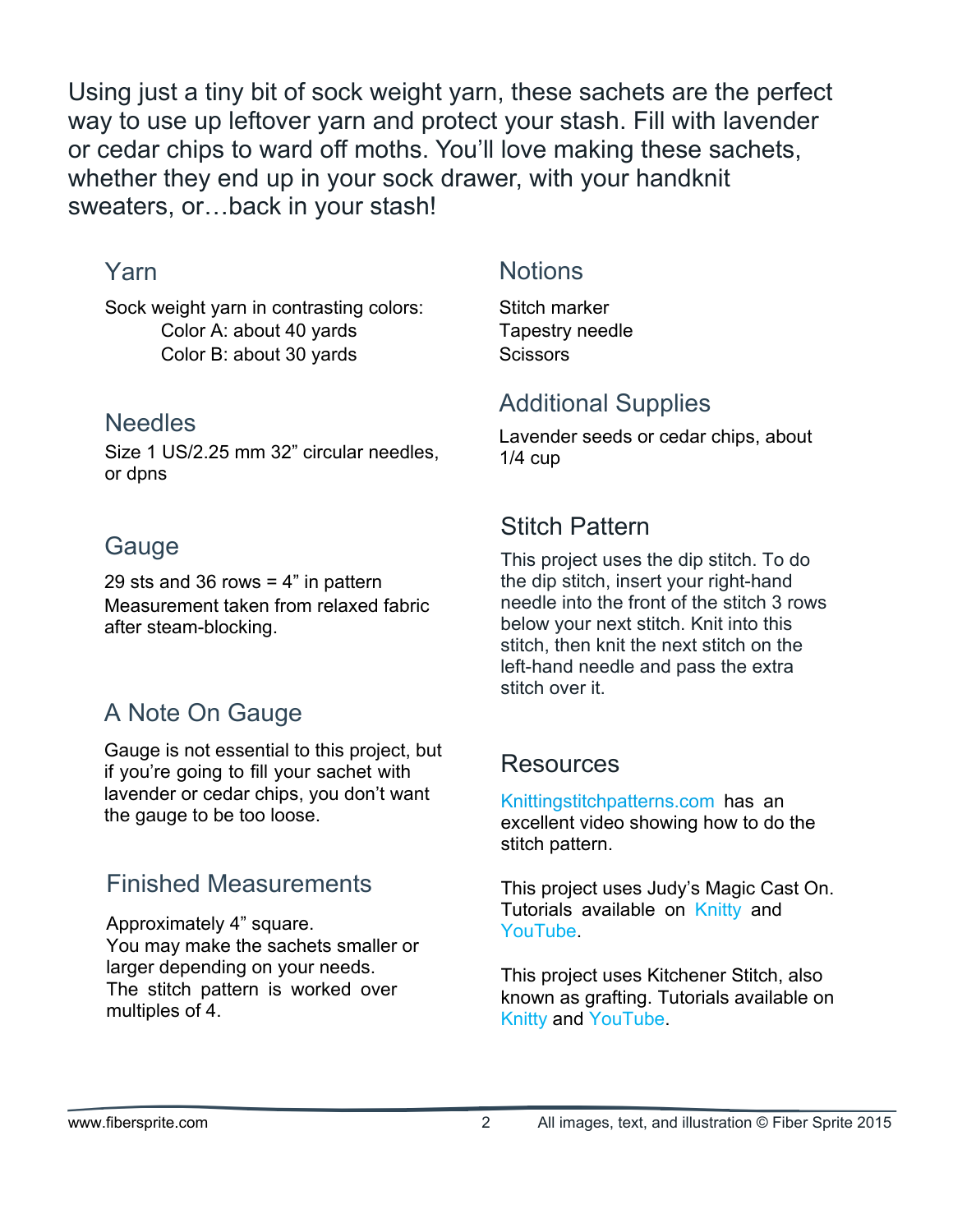Using just a tiny bit of sock weight yarn, these sachets are the perfect way to use up leftover yarn and protect your stash. Fill with lavender or cedar chips to ward off moths. You'll love making these sachets, whether they end up in your sock drawer, with your handknit sweaters, or…back in your stash!

## Yarn

Sock weight yarn in contrasting colors:
- Color A: about 40 yards
- Color B: about 30 yards

## Needles

Size 1 US/2.25 mm 32" circular needles, or dpns

## Gauge

29 sts and 36 rows = 4" in pattern
Measurement taken from relaxed fabric after steam-blocking.

## A Note On Gauge

Gauge is not essential to this project, but if you're going to fill your sachet with lavender or cedar chips, you don't want the gauge to be too loose.

## Finished Measurements

Approximately 4" square.
You may make the sachets smaller or larger depending on your needs.
The stitch pattern is worked over multiples of 4.

## Notions

Stitch marker
Tapestry needle
Scissors

## Additional Supplies

Lavender seeds or cedar chips, about 1/4 cup

## Stitch Pattern

This project uses the dip stitch. To do the dip stitch, insert your right-hand needle into the front of the stitch 3 rows below your next stitch. Knit into this stitch, then knit the next stitch on the left-hand needle and pass the extra stitch over it.

## Resources

Knittingstitchpatterns.com has an excellent video showing how to do the stitch pattern.

This project uses Judy's Magic Cast On. Tutorials available on Knitty and YouTube.

This project uses Kitchener Stitch, also known as grafting. Tutorials available on Knitty and YouTube.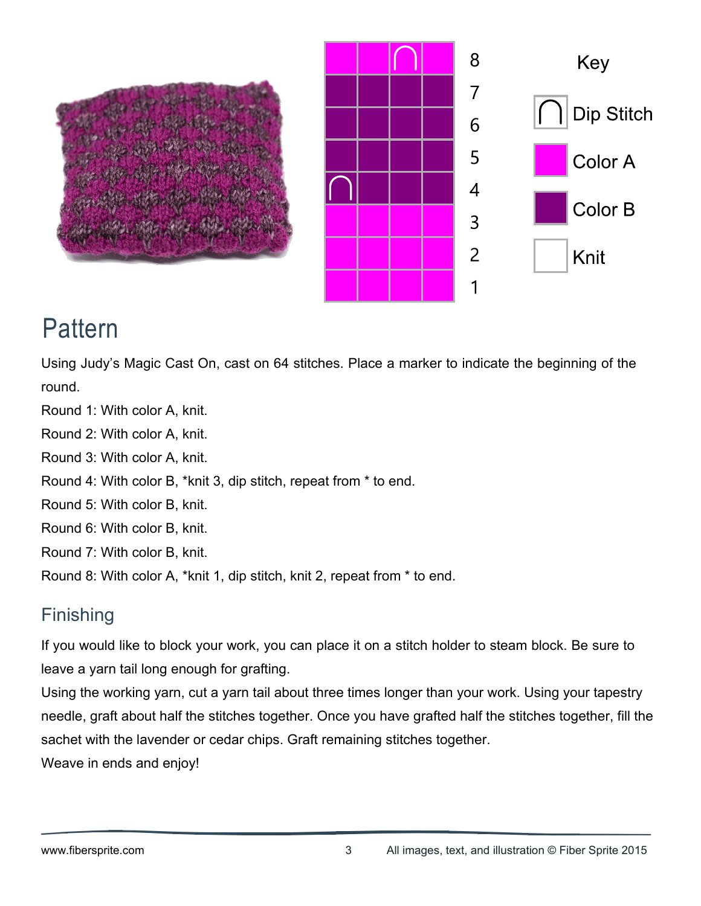8
7
6
5
4
3
2
1

Key

Dip Stitch

Color A

Color B

Knit

# Pattern

Using Judy's Magic Cast On, cast on 64 stitches. Place a marker to indicate the beginning of the round.

Round 1: With color A, knit.

Round 2: With color A, knit.

Round 3: With color A, knit.

Round 4: With color B, *knit 3, dip stitch, repeat from * to end.

Round 5: With color B, knit.

Round 6: With color B, knit.

Round 7: With color B, knit.

Round 8: With color A, *knit 1, dip stitch, knit 2, repeat from * to end.

## Finishing

If you would like to block your work, you can place it on a stitch holder to steam block. Be sure to leave a yarn tail long enough for grafting.

Using the working yarn, cut a yarn tail about three times longer than your work. Using your tapestry needle, graft about half the stitches together. Once you have grafted half the stitches together, fill the sachet with the lavender or cedar chips. Graft remaining stitches together.

Weave in ends and enjoy!